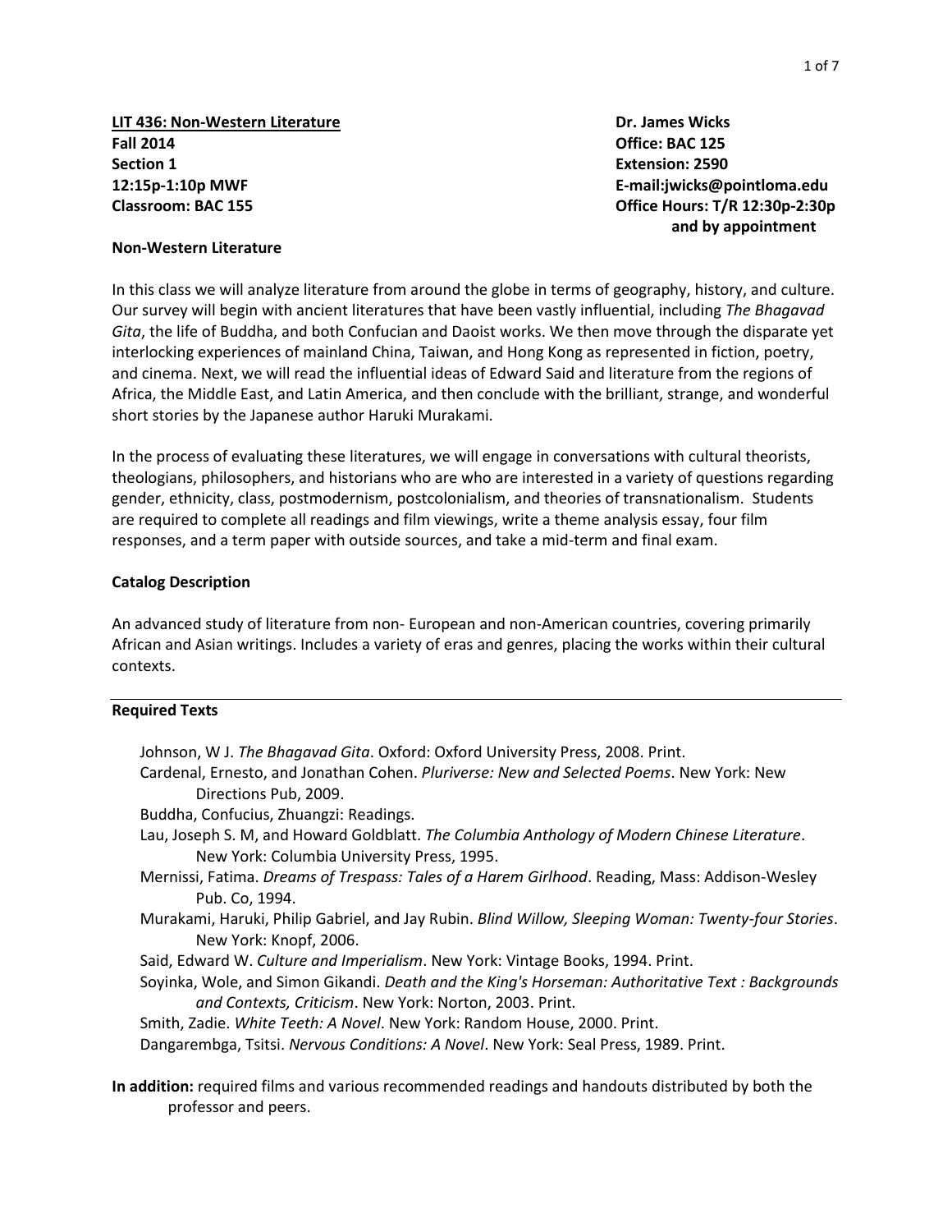**LIT 436: Non-Western Literature**
**Fall 2014**
**Section 1**
**12:15p-1:10p MWF**
**Classroom: BAC 155**

**Dr. James Wicks**
**Office: BAC 125**
**Extension: 2590**
**E-mail:jwicks@pointloma.edu**
**Office Hours: T/R 12:30p-2:30p and by appointment**

**Non-Western Literature**

In this class we will analyze literature from around the globe in terms of geography, history, and culture. Our survey will begin with ancient literatures that have been vastly influential, including *The Bhagavad Gita*, the life of Buddha, and both Confucian and Daoist works. We then move through the disparate yet interlocking experiences of mainland China, Taiwan, and Hong Kong as represented in fiction, poetry, and cinema. Next, we will read the influential ideas of Edward Said and literature from the regions of Africa, the Middle East, and Latin America, and then conclude with the brilliant, strange, and wonderful short stories by the Japanese author Haruki Murakami.

In the process of evaluating these literatures, we will engage in conversations with cultural theorists, theologians, philosophers, and historians who are who are interested in a variety of questions regarding gender, ethnicity, class, postmodernism, postcolonialism, and theories of transnationalism. Students are required to complete all readings and film viewings, write a theme analysis essay, four film responses, and a term paper with outside sources, and take a mid-term and final exam.

**Catalog Description**

An advanced study of literature from non- European and non-American countries, covering primarily African and Asian writings. Includes a variety of eras and genres, placing the works within their cultural contexts.

**Required Texts**

Johnson, W J. *The Bhagavad Gita*. Oxford: Oxford University Press, 2008. Print.

Cardenal, Ernesto, and Jonathan Cohen. *Pluriverse: New and Selected Poems*. New York: New Directions Pub, 2009.

Buddha, Confucius, Zhuangzi: Readings.

Lau, Joseph S. M, and Howard Goldblatt. *The Columbia Anthology of Modern Chinese Literature*. New York: Columbia University Press, 1995.

Mernissi, Fatima. *Dreams of Trespass: Tales of a Harem Girlhood*. Reading, Mass: Addison-Wesley Pub. Co, 1994.

Murakami, Haruki, Philip Gabriel, and Jay Rubin. *Blind Willow, Sleeping Woman: Twenty-four Stories*. New York: Knopf, 2006.

Said, Edward W. *Culture and Imperialism*. New York: Vintage Books, 1994. Print.

Soyinka, Wole, and Simon Gikandi. *Death and the King's Horseman: Authoritative Text : Backgrounds and Contexts, Criticism*. New York: Norton, 2003. Print.

Smith, Zadie. *White Teeth: A Novel*. New York: Random House, 2000. Print.

Dangarembga, Tsitsi. *Nervous Conditions: A Novel*. New York: Seal Press, 1989. Print.

**In addition:** required films and various recommended readings and handouts distributed by both the professor and peers.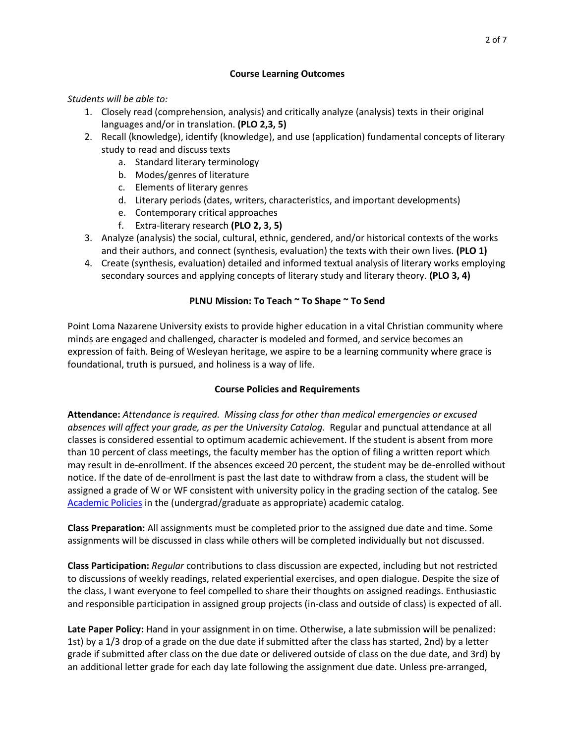## Course Learning Outcomes

*Students will be able to:*

1. Closely read (comprehension, analysis) and critically analyze (analysis) texts in their original languages and/or in translation. **(PLO 2,3, 5)**
2. Recall (knowledge), identify (knowledge), and use (application) fundamental concepts of literary study to read and discuss texts
   a. Standard literary terminology
   b. Modes/genres of literature
   c. Elements of literary genres
   d. Literary periods (dates, writers, characteristics, and important developments)
   e. Contemporary critical approaches
   f. Extra-literary research **(PLO 2, 3, 5)**
3. Analyze (analysis) the social, cultural, ethnic, gendered, and/or historical contexts of the works and their authors, and connect (synthesis, evaluation) the texts with their own lives. **(PLO 1)**
4. Create (synthesis, evaluation) detailed and informed textual analysis of literary works employing secondary sources and applying concepts of literary study and literary theory. **(PLO 3, 4)**

## PLNU Mission: To Teach ~ To Shape ~ To Send

Point Loma Nazarene University exists to provide higher education in a vital Christian community where minds are engaged and challenged, character is modeled and formed, and service becomes an expression of faith. Being of Wesleyan heritage, we aspire to be a learning community where grace is foundational, truth is pursued, and holiness is a way of life.

## Course Policies and Requirements

**Attendance:** *Attendance is required. Missing class for other than medical emergencies or excused absences will affect your grade, as per the University Catalog.* Regular and punctual attendance at all classes is considered essential to optimum academic achievement. If the student is absent from more than 10 percent of class meetings, the faculty member has the option of filing a written report which may result in de-enrollment. If the absences exceed 20 percent, the student may be de-enrolled without notice. If the date of de-enrollment is past the last date to withdraw from a class, the student will be assigned a grade of W or WF consistent with university policy in the grading section of the catalog. See Academic Policies in the (undergrad/graduate as appropriate) academic catalog.

**Class Preparation:** All assignments must be completed prior to the assigned due date and time. Some assignments will be discussed in class while others will be completed individually but not discussed.

**Class Participation:** *Regular* contributions to class discussion are expected, including but not restricted to discussions of weekly readings, related experiential exercises, and open dialogue. Despite the size of the class, I want everyone to feel compelled to share their thoughts on assigned readings. Enthusiastic and responsible participation in assigned group projects (in-class and outside of class) is expected of all.

**Late Paper Policy:** Hand in your assignment in on time. Otherwise, a late submission will be penalized: 1st) by a 1/3 drop of a grade on the due date if submitted after the class has started, 2nd) by a letter grade if submitted after class on the due date or delivered outside of class on the due date, and 3rd) by an additional letter grade for each day late following the assignment due date. Unless pre-arranged,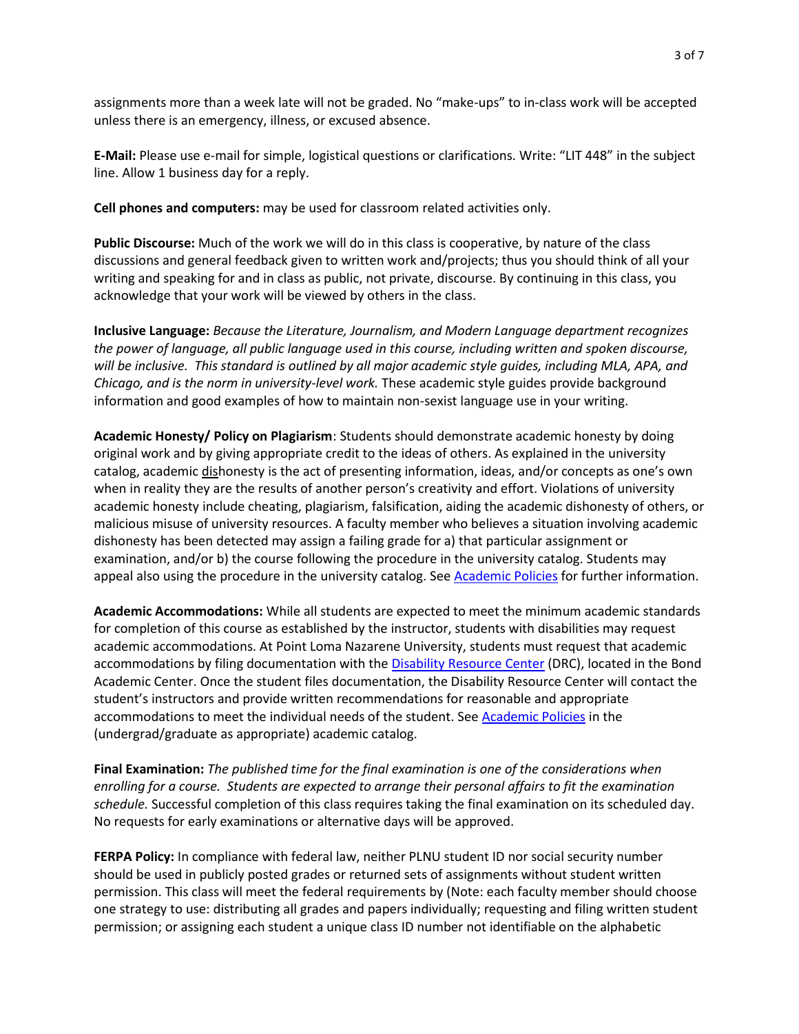assignments more than a week late will not be graded. No "make-ups" to in-class work will be accepted unless there is an emergency, illness, or excused absence.

**E-Mail:** Please use e-mail for simple, logistical questions or clarifications. Write: "LIT 448" in the subject line. Allow 1 business day for a reply.

**Cell phones and computers:** may be used for classroom related activities only.

**Public Discourse:** Much of the work we will do in this class is cooperative, by nature of the class discussions and general feedback given to written work and/projects; thus you should think of all your writing and speaking for and in class as public, not private, discourse. By continuing in this class, you acknowledge that your work will be viewed by others in the class.

**Inclusive Language:** *Because the Literature, Journalism, and Modern Language department recognizes the power of language, all public language used in this course, including written and spoken discourse, will be inclusive. This standard is outlined by all major academic style guides, including MLA, APA, and Chicago, and is the norm in university-level work.* These academic style guides provide background information and good examples of how to maintain non-sexist language use in your writing.

**Academic Honesty/ Policy on Plagiarism**: Students should demonstrate academic honesty by doing original work and by giving appropriate credit to the ideas of others. As explained in the university catalog, academic dishonesty is the act of presenting information, ideas, and/or concepts as one's own when in reality they are the results of another person's creativity and effort. Violations of university academic honesty include cheating, plagiarism, falsification, aiding the academic dishonesty of others, or malicious misuse of university resources. A faculty member who believes a situation involving academic dishonesty has been detected may assign a failing grade for a) that particular assignment or examination, and/or b) the course following the procedure in the university catalog. Students may appeal also using the procedure in the university catalog. See Academic Policies for further information.

**Academic Accommodations:** While all students are expected to meet the minimum academic standards for completion of this course as established by the instructor, students with disabilities may request academic accommodations. At Point Loma Nazarene University, students must request that academic accommodations by filing documentation with the Disability Resource Center (DRC), located in the Bond Academic Center. Once the student files documentation, the Disability Resource Center will contact the student's instructors and provide written recommendations for reasonable and appropriate accommodations to meet the individual needs of the student. See Academic Policies in the (undergrad/graduate as appropriate) academic catalog.

**Final Examination:** *The published time for the final examination is one of the considerations when enrolling for a course. Students are expected to arrange their personal affairs to fit the examination schedule.* Successful completion of this class requires taking the final examination on its scheduled day. No requests for early examinations or alternative days will be approved.

**FERPA Policy:** In compliance with federal law, neither PLNU student ID nor social security number should be used in publicly posted grades or returned sets of assignments without student written permission. This class will meet the federal requirements by (Note: each faculty member should choose one strategy to use: distributing all grades and papers individually; requesting and filing written student permission; or assigning each student a unique class ID number not identifiable on the alphabetic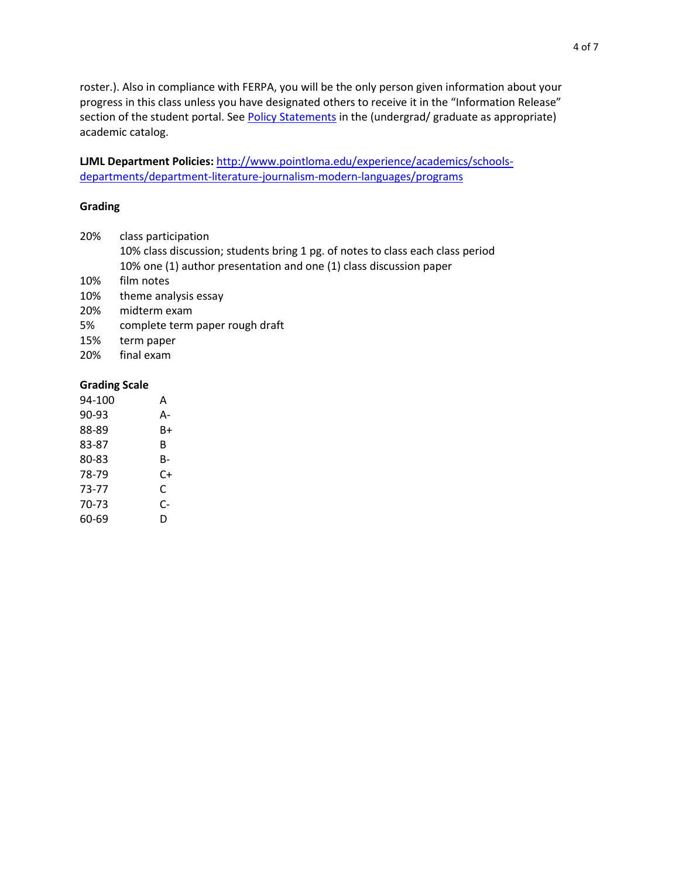roster.). Also in compliance with FERPA, you will be the only person given information about your progress in this class unless you have designated others to receive it in the "Information Release" section of the student portal. See [Policy Statements] in the (undergrad/ graduate as appropriate) academic catalog.

**LJML Department Policies:** http://www.pointloma.edu/experience/academics/schools-departments/department-literature-journalism-modern-languages/programs

**Grading**

| | |
|---|---|
| 20% | class participation<br>10% class discussion; students bring 1 pg. of notes to class each class period<br>10% one (1) author presentation and one (1) class discussion paper |
| 10% | film notes |
| 10% | theme analysis essay |
| 20% | midterm exam |
| 5% | complete term paper rough draft |
| 15% | term paper |
| 20% | final exam |

**Grading Scale**

| | |
|---|---|
| 94-100 | A |
| 90-93 | A- |
| 88-89 | B+ |
| 83-87 | B |
| 80-83 | B- |
| 78-79 | C+ |
| 73-77 | C |
| 70-73 | C- |
| 60-69 | D |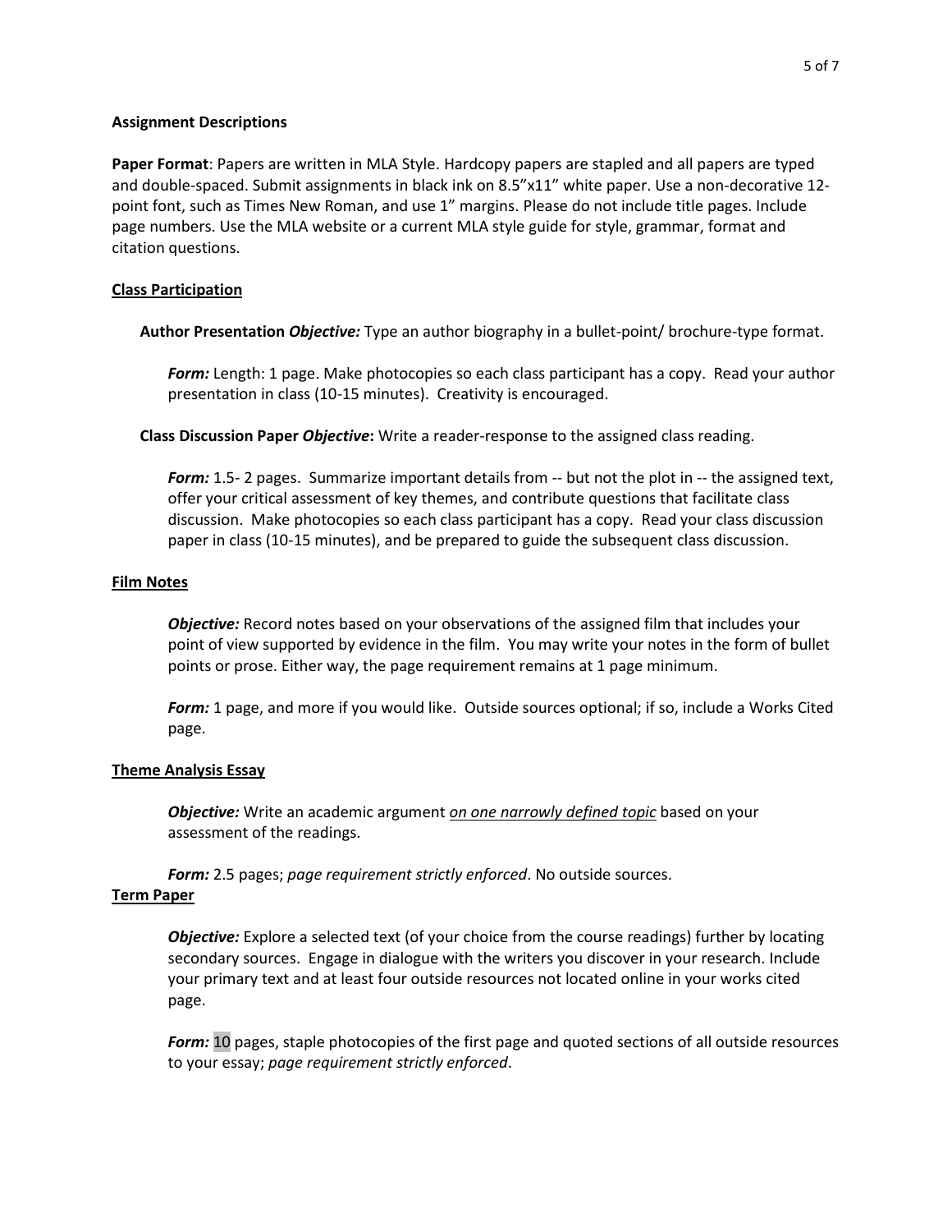## Assignment Descriptions

**Paper Format**: Papers are written in MLA Style. Hardcopy papers are stapled and all papers are typed and double-spaced. Submit assignments in black ink on 8.5"x11" white paper. Use a non-decorative 12-point font, such as Times New Roman, and use 1" margins. Please do not include title pages. Include page numbers. Use the MLA website or a current MLA style guide for style, grammar, format and citation questions.

### Class Participation

**Author Presentation *Objective:*** Type an author biography in a bullet-point/ brochure-type format.

***Form:*** Length: 1 page. Make photocopies so each class participant has a copy. Read your author presentation in class (10-15 minutes). Creativity is encouraged.

**Class Discussion Paper *Objective*:** Write a reader-response to the assigned class reading.

***Form:*** 1.5- 2 pages. Summarize important details from -- but not the plot in -- the assigned text, offer your critical assessment of key themes, and contribute questions that facilitate class discussion. Make photocopies so each class participant has a copy. Read your class discussion paper in class (10-15 minutes), and be prepared to guide the subsequent class discussion.

### Film Notes

***Objective:*** Record notes based on your observations of the assigned film that includes your point of view supported by evidence in the film. You may write your notes in the form of bullet points or prose. Either way, the page requirement remains at 1 page minimum.

***Form:*** 1 page, and more if you would like. Outside sources optional; if so, include a Works Cited page.

### Theme Analysis Essay

***Objective:*** Write an academic argument ***on one narrowly defined topic*** based on your assessment of the readings.

***Form:*** 2.5 pages; *page requirement strictly enforced*. No outside sources.

### Term Paper

***Objective:*** Explore a selected text (of your choice from the course readings) further by locating secondary sources. Engage in dialogue with the writers you discover in your research. Include your primary text and at least four outside resources not located online in your works cited page.

***Form:*** 10 pages, staple photocopies of the first page and quoted sections of all outside resources to your essay; *page requirement strictly enforced*.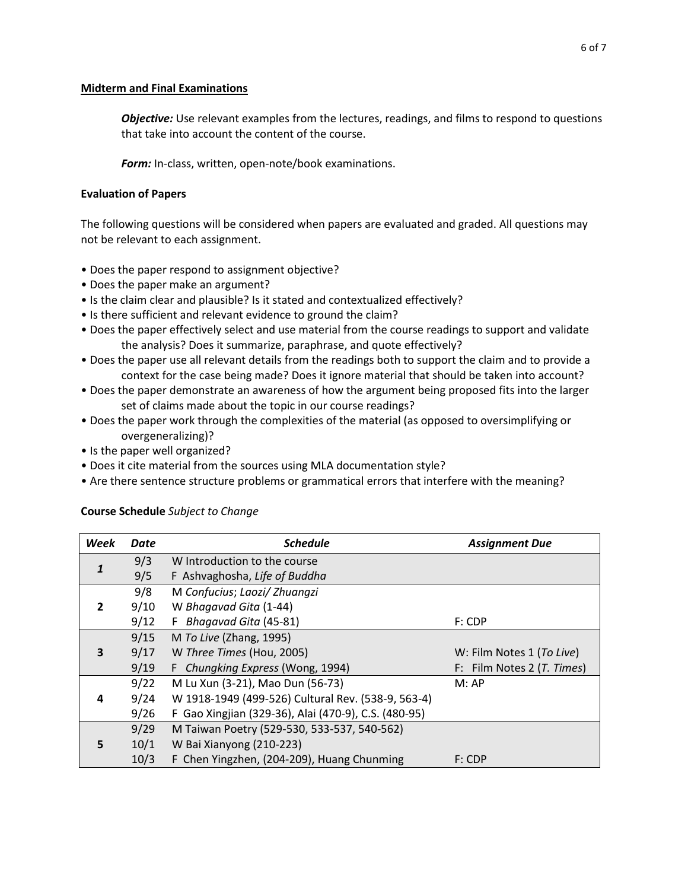**Midterm and Final Examinations**

> ***Objective:*** Use relevant examples from the lectures, readings, and films to respond to questions that take into account the content of the course.
>
> ***Form:*** In-class, written, open-note/book examinations.

**Evaluation of Papers**

The following questions will be considered when papers are evaluated and graded. All questions may not be relevant to each assignment.

- Does the paper respond to assignment objective?
- Does the paper make an argument?
- Is the claim clear and plausible? Is it stated and contextualized effectively?
- Is there sufficient and relevant evidence to ground the claim?
- Does the paper effectively select and use material from the course readings to support and validate the analysis? Does it summarize, paraphrase, and quote effectively?
- Does the paper use all relevant details from the readings both to support the claim and to provide a context for the case being made? Does it ignore material that should be taken into account?
- Does the paper demonstrate an awareness of how the argument being proposed fits into the larger set of claims made about the topic in our course readings?
- Does the paper work through the complexities of the material (as opposed to oversimplifying or overgeneralizing)?
- Is the paper well organized?
- Does it cite material from the sources using MLA documentation style?
- Are there sentence structure problems or grammatical errors that interfere with the meaning?

**Course Schedule** *Subject to Change*

| *Week* | *Date* | *Schedule* | *Assignment Due* |
|---|---|---|---|
| *1* | 9/3 | W Introduction to the course | |
| | 9/5 | F Ashvaghosha, *Life of Buddha* | |
| 2 | 9/8 | M *Confucius*; *Laozi/ Zhuangzi* | |
| | 9/10 | W *Bhagavad Gita* (1-44) | |
| | 9/12 | F *Bhagavad Gita* (45-81) | F: CDP |
| 3 | 9/15 | M *To Live* (Zhang, 1995) | |
| | 9/17 | W *Three Times* (Hou, 2005) | W: Film Notes 1 (*To Live*) |
| | 9/19 | F *Chungking Express* (Wong, 1994) | F: Film Notes 2 (*T. Times*) |
| 4 | 9/22 | M Lu Xun (3-21), Mao Dun (56-73) | M: AP |
| | 9/24 | W 1918-1949 (499-526) Cultural Rev. (538-9, 563-4) | |
| | 9/26 | F Gao Xingjian (329-36), Alai (470-9), C.S. (480-95) | |
| 5 | 9/29 | M Taiwan Poetry (529-530, 533-537, 540-562) | |
| | 10/1 | W Bai Xianyong (210-223) | |
| | 10/3 | F Chen Yingzhen, (204-209), Huang Chunming | F: CDP |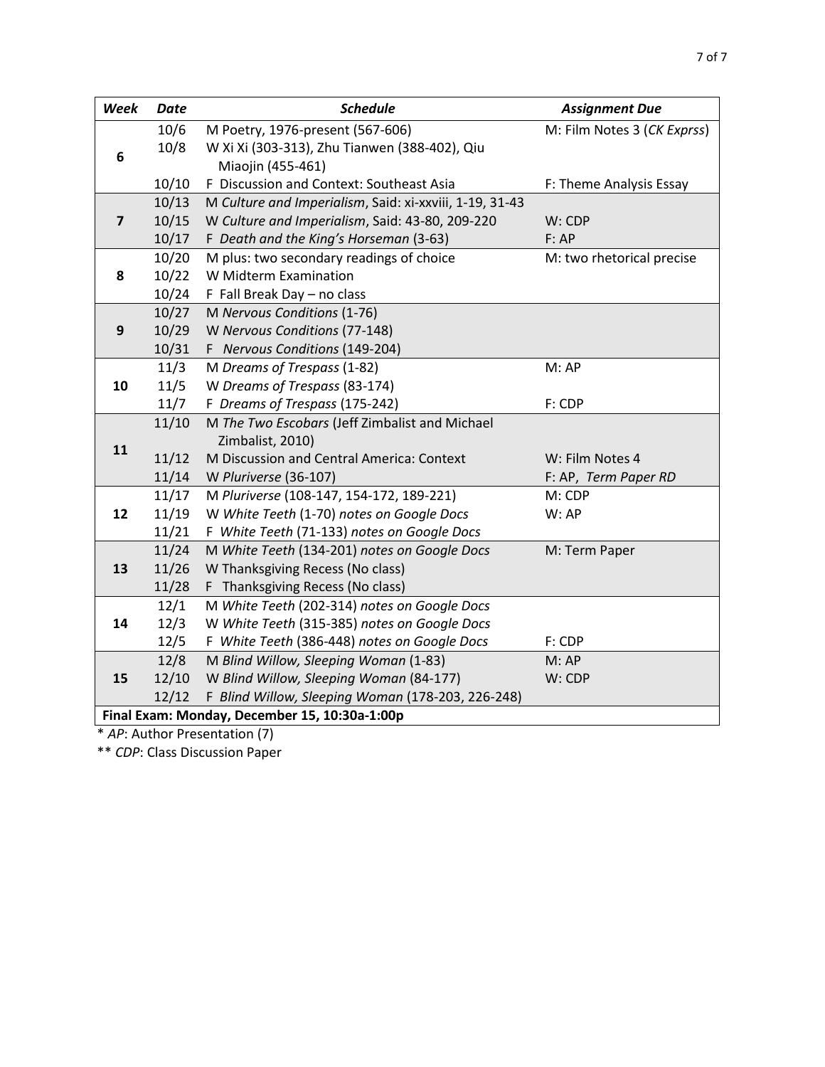| ***Week*** | ***Date*** | ***Schedule*** | ***Assignment Due*** |
|---|---|---|---|
| **6** | 10/6 | M Poetry, 1976-present (567-606) | M: Film Notes 3 (*CK Exprss*) |
| | 10/8 | W Xi Xi (303-313), Zhu Tianwen (388-402), Qiu Miaojin (455-461) | |
| | 10/10 | F Discussion and Context: Southeast Asia | F: Theme Analysis Essay |
| **7** | 10/13 | M *Culture and Imperialism*, Said: xi-xxviii, 1-19, 31-43 | |
| | 10/15 | W *Culture and Imperialism*, Said: 43-80, 209-220 | W: CDP |
| | 10/17 | F *Death and the King's Horseman* (3-63) | F: AP |
| **8** | 10/20 | M plus: two secondary readings of choice | M: two rhetorical precise |
| | 10/22 | W Midterm Examination | |
| | 10/24 | F Fall Break Day – no class | |
| **9** | 10/27 | M *Nervous Conditions* (1-76) | |
| | 10/29 | W *Nervous Conditions* (77-148) | |
| | 10/31 | F *Nervous Conditions* (149-204) | |
| **10** | 11/3 | M *Dreams of Trespass* (1-82) | M: AP |
| | 11/5 | W *Dreams of Trespass* (83-174) | |
| | 11/7 | F *Dreams of Trespass* (175-242) | F: CDP |
| **11** | 11/10 | M *The Two Escobars* (Jeff Zimbalist and Michael Zimbalist, 2010) | |
| | 11/12 | M Discussion and Central America: Context | W: Film Notes 4 |
| | 11/14 | W *Pluriverse* (36-107) | F: AP, *Term Paper RD* |
| **12** | 11/17 | M *Pluriverse* (108-147, 154-172, 189-221) | M: CDP |
| | 11/19 | W *White Teeth* (1-70) *notes on Google Docs* | W: AP |
| | 11/21 | F *White Teeth* (71-133) *notes on Google Docs* | |
| **13** | 11/24 | M *White Teeth* (134-201) *notes on Google Docs* | M: Term Paper |
| | 11/26 | W Thanksgiving Recess (No class) | |
| | 11/28 | F Thanksgiving Recess (No class) | |
| **14** | 12/1 | M *White Teeth* (202-314) *notes on Google Docs* | |
| | 12/3 | W *White Teeth* (315-385) *notes on Google Docs* | |
| | 12/5 | F *White Teeth* (386-448) *notes on Google Docs* | F: CDP |
| **15** | 12/8 | M *Blind Willow, Sleeping Woman* (1-83) | M: AP |
| | 12/10 | W *Blind Willow, Sleeping Woman* (84-177) | W: CDP |
| | 12/12 | F *Blind Willow, Sleeping Woman* (178-203, 226-248) | |
| **Final Exam: Monday, December 15, 10:30a-1:00p** | | | |

\* *AP*: Author Presentation (7)

\*\* *CDP*: Class Discussion Paper